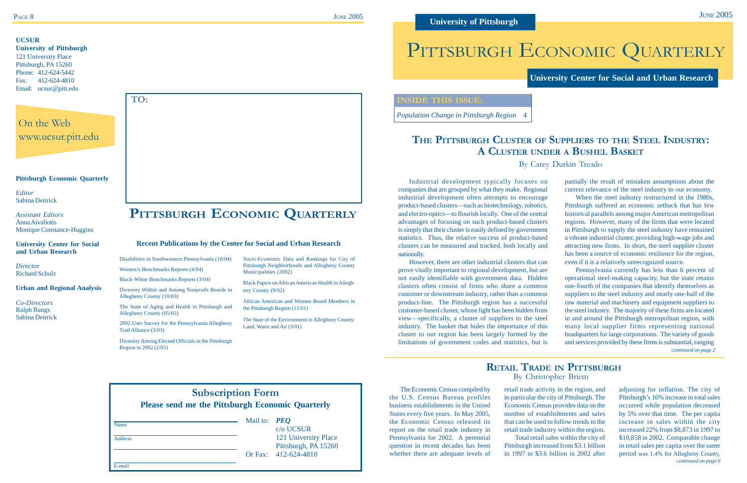**UCSUR**
**University of Pittsburgh**
121 University Place
Pittsburgh, PA 15260
Phone: 412-624-5442
Fax: 412-624-4810
Email: ucsur@pitt.edu

On the Web
www.ucsur.pitt.edu

**Pittsburgh Economic Quarterly**

*Editor*
Sabina Deitrick

*Assistant Editors*
Anna Aivaliotis
Monique Constance-Huggins

**University Center for Social and Urban Research**

*Director*
Richard Schulz

**Urban and Regional Analysis**

*Co-Directors*
Ralph Bangs
Sabina Deitrick

**TO:**

## PITTSBURGH ECONOMIC QUARTERLY

### Recent Publications by the Center for Social and Urban Research

- Disabilities in Southwestern Pennsylvania (10/04)
- Women's Benchmarks Reports (4/04)
- Black-White Benchmarks Reports (3/04)
- Diversity Within and Among Nonprofit Boards in Allegheny County (10/03)
- The State of Aging and Health in Pittsburgh and Allegheny County (05/03)
- 2002 User Survey for the Pennsylvania Allegheny Trail Alliance (3/03)
- Diversity Among Elected Officials in the Pittsburgh Region in 2002 (2/03)
- Socio-Economic Data and Rankings for City of Pittsburgh Neighborhoods and Allegheny County Municipalities (2002)
- Black Papers on African American Health in Allegheny County (9/02)
- African American and Women Board Members in the Pittsburgh Region (11/01)
- The State of the Environment in Allegheny County: Land, Water and Air (3/01)

### Subscription Form

**Please send me the Pittsburgh Economic Quarterly**

Name

Address

E-mail

Mail to: ***PEQ***
c/o UCSUR
121 University Place
Pittsburgh, PA 15260
Or Fax: 412-624-4810

**University of Pittsburgh**

# PITTSBURGH ECONOMIC QUARTERLY

**University Center for Social and Urban Research**

**INSIDE THIS ISSUE:**

*Population Change in Pittsburgh Region* 4

## THE PITTSBURGH CLUSTER OF SUPPLIERS TO THE STEEL INDUSTRY: A CLUSTER UNDER A BUSHEL BASKET

By Carey Durkin Treado

Industrial development typically focuses on companies that are grouped by what they make. Regional industrial development often attempts to encourage product-based clusters—such as biotechnology, robotics, and electro-optics—to flourish locally. One of the central advantages of focusing on such product-based clusters is simply that their cluster is easily defined by government statistics. Thus, the relative success of product-based clusters can be measured and tracked, both locally and nationally.

However, there are other industrial clusters that can prove vitally important to regional development, but are not easily identifiable with government data. Hidden clusters often consist of firms who share a common customer or downstream industry, rather than a common product-line. The Pittsburgh region has a successful customer-based cluster, whose light has been hidden from view—specifically, a cluster of suppliers to the steel industry. The basket that hides the importance of this cluster to our region has been largely formed by the limitations of government codes and statistics, but is partially the result of mistaken assumptions about the current relevance of the steel industry to our economy.

When the steel industry restructured in the 1980s, Pittsburgh suffered an economic setback that has few historical parallels among major American metropolitan regions. However, many of the firms that were located in Pittsburgh to supply the steel industry have remained a vibrant industrial cluster, providing high-wage jobs and attracting new firms. In short, the steel supplier cluster has been a source of economic resilience for the region, even if it is a relatively unrecognized source.

Pennsylvania currently has less than 6 percent of operational steel-making capacity, but the state retains one-fourth of the companies that identify themselves as suppliers to the steel industry and nearly one-half of the raw material and machinery and equipment suppliers to the steel industry. The majority of these firms are located in and around the Pittsburgh metropolitan region, with many local supplier firms representing national headquarters for large corporations. The variety of goods and services provided by these firms is substantial, ranging

*continued on page 2*

## RETAIL TRADE IN PITTSBURGH

By Christopher Briem

The Economic Census compiled by the U.S. Census Bureau profiles business establishments in the United States every five years. In May 2005, the Economic Census released its report on the retail trade industry in Pennsylvania for 2002. A perennial question in recent decades has been whether there are adequate levels of retail trade activity in the region, and in particular the city of Pittsburgh. The Economic Census provides data on the number of establishments and sales that can be used to follow trends in the retail trade industry within the region.

Total retail sales within the city of Pittsburgh increased from $3.1 billion in 1997 to $3.6 billion in 2002 after adjusting for inflation. The city of Pittsburgh's 16% increase in total sales occurred while population decreased by 5% over that time. The per capita increase in sales within the city increased 22% from $8,873 in 1997 to $10,858 in 2002. Comparable change in retail sales per capita over the same period was 1.4% for Allegheny County,

*continued on page 6*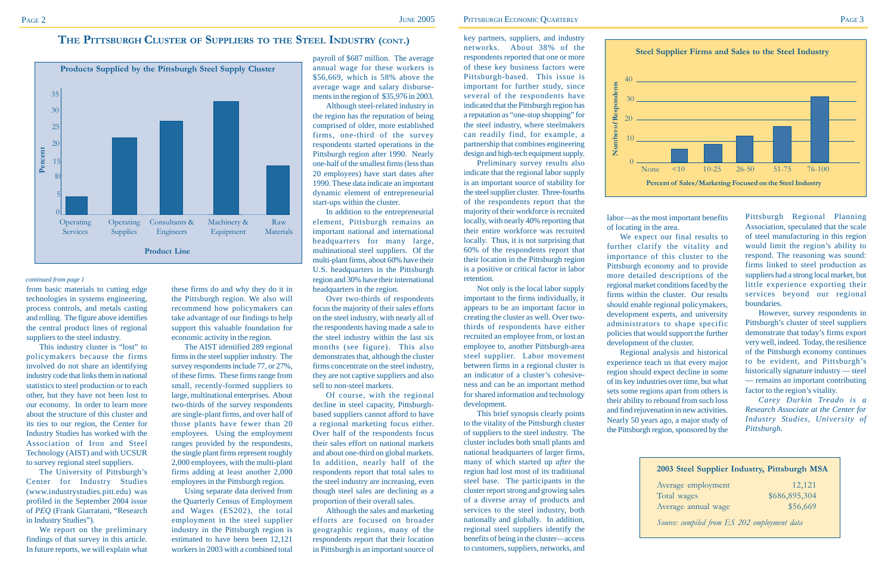## The Pittsburgh Cluster of Suppliers to the Steel Industry (cont.)

**Products Supplied by the Pittsburgh Steel Supply Cluster**

*continued from page 1*

from basic materials to cutting edge technologies in systems engineering, process controls, and metals casting and rolling. The figure above identifies the central product lines of regional suppliers to the steel industry.

This industry cluster is "lost" to policymakers because the firms involved do not share an identifying industry code that links them in national statistics to steel production or to each other, but they have not been lost to our economy. In order to learn more about the structure of this cluster and its ties to our region, the Center for Industry Studies has worked with the Association of Iron and Steel Technology (AIST) and with UCSUR to survey regional steel suppliers.

The University of Pittsburgh's Center for Industry Studies (www.industrystudies.pitt.edu) was profiled in the September 2004 issue of *PEQ* (Frank Giarratani, "Research in Industry Studies").

We report on the preliminary findings of that survey in this article. In future reports, we will explain what these firms do and why they do it in the Pittsburgh region. We also will recommend how policymakers can take advantage of our findings to help support this valuable foundation for economic activity in the region.

The AIST identified 289 regional firms in the steel supplier industry. The survey respondents include 77, or 27%, of these firms. These firms range from small, recently-formed suppliers to large, multinational enterprises. About two-thirds of the survey respondents are single-plant firms, and over half of those plants have fewer than 20 employees. Using the employment ranges provided by the respondents, the single plant firms represent roughly 2,000 employees, with the multi-plant firms adding at least another 2,000 employees in the Pittsburgh region.

Using separate data derived from the Quarterly Census of Employment and Wages (ES202), the total employment in the steel supplier industry in the Pittsburgh region is estimated to have been been 12,121 workers in 2003 with a combined total payroll of $687 million. The average annual wage for these workers is $56,669, which is 58% above the average wage and salary disbursements in the region of $35,976 in 2003.

Although steel-related industry in the region has the reputation of being comprised of older, more established firms, one-third of the survey respondents started operations in the Pittsburgh region after 1990. Nearly one-half of the smallest firms (less than 20 employees) have start dates after 1990. These data indicate an important dynamic element of entrepreneurial start-ups within the cluster.

In addition to the entrepreneurial element, Pittsburgh remains an important national and international headquarters for many large, multinational steel suppliers. Of the multi-plant firms, about 60% have their U.S. headquarters in the Pittsburgh region and 30% have their international headquarters in the region.

Over two-thirds of respondents focus the majority of their sales efforts on the steel industry, with nearly all of the respondents having made a sale to the steel industry within the last six months (see figure). This also demonstrates that, although the cluster firms concentrate on the steel industry, they are not captive suppliers and also sell to non-steel markets.

Of course, with the regional decline in steel capacity, Pittsburgh-based suppliers cannot afford to have a regional marketing focus either. Over half of the respondents focus their sales effort on national markets and about one-third on global markets. In addition, nearly half of the respondents report that total sales to the steel industry are increasing, even though steel sales are declining as a proportion of their overall sales.

Although the sales and marketing efforts are focused on broader geographic regions, many of the respondents report that their location in Pittsburgh is an important source of key partners, suppliers, and industry networks. About 38% of the respondents reported that one or more of these key business factors were Pittsburgh-based. This issue is important for further study, since several of the respondents have indicated that the Pittsburgh region has a reputation as "one-stop shopping" for the steel industry, where steelmakers can readily find, for example, a partnership that combines engineering design and high-tech equipment supply.

Preliminary survey results also indicate that the regional labor supply is an important source of stability for the steel supplier cluster. Three-fourths of the respondents report that the majority of their workforce is recruited locally, with nearly 40% reporting that their entire workforce was recruited locally. Thus, it is not surprising that 60% of the respondents report that their location in the Pittsburgh region is a positive or critical factor in labor retention.

Not only is the local labor supply important to the firms individually, it appears to be an important factor in creating the cluster as well. Over two-thirds of respondents have either recruited an employee from, or lost an employee to, another Pittsburgh-area steel supplier. Labor movement between firms in a regional cluster is an indicator of a cluster's cohesiveness and can be an important method for shared information and technology development.

This brief synopsis clearly points to the vitality of the Pittsburgh cluster of suppliers to the steel industry. The cluster includes both small plants and national headquarters of larger firms, many of which started up *after* the region had lost most of its traditional steel base. The participants in the cluster report strong and growing sales of a diverse array of products and services to the steel industry, both nationally and globally. In addition, regional steel suppliers identify the benefits of being in the cluster—access to customers, suppliers, networks, and labor—as the most important benefits of locating in the area.

**Steel Supplier Firms and Sales to the Steel Industry**

We expect our final results to further clarify the vitality and importance of this cluster to the Pittsburgh economy and to provide more detailed descriptions of the regional market conditions faced by the firms within the cluster. Our results should enable regional policymakers, development experts, and university administrators to shape specific policies that would support the further development of the cluster.

Regional analysis and historical experience teach us that every major region should expect decline in some of its key industries over time, but what sets some regions apart from others is their ability to rebound from such loss and find rejuvenation in new activities. Nearly 50 years ago, a major study of the Pittsburgh region, sponsored by the Pittsburgh Regional Planning Association, speculated that the scale of steel manufacturing in this region would limit the region's ability to respond. The reasoning was sound: firms linked to steel production as suppliers had a strong local market, but little experience exporting their services beyond our regional boundaries.

However, survey respondents in Pittsburgh's cluster of steel suppliers demonstrate that today's firms export very well, indeed. Today, the resilience of the Pittsburgh economy continues to be evident, and Pittsburgh's historically signature industry — steel — remains an important contributing factor to the region's vitality.

*Carey Durkin Treado is a Research Associate at the Center for Industry Studies, University of Pittsburgh.*

| 2003 Steel Supplier Industry, Pittsburgh MSA | |
|---|---|
| Average employment | 12,121 |
| Total wages | $686,895,304 |
| Average annual wage | $56,669 |

*Source: compiled from ES 202 employment data*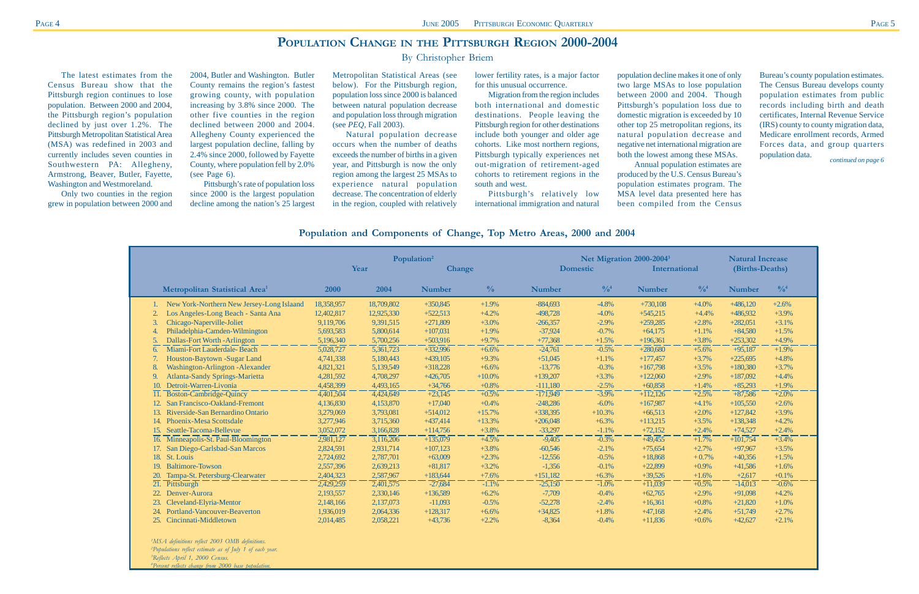# Population Change in the Pittsburgh Region 2000-2004

By Christopher Briem

The latest estimates from the Census Bureau show that the Pittsburgh region continues to lose population. Between 2000 and 2004, the Pittsburgh region's population declined by just over 1.2%. The Pittsburgh Metropolitan Statistical Area (MSA) was redefined in 2003 and currently includes seven counties in Southwestern PA: Allegheny, Armstrong, Beaver, Butler, Fayette, Washington and Westmoreland.

Only two counties in the region grew in population between 2000 and 2004, Butler and Washington. Butler County remains the region's fastest growing county, with population increasing by 3.8% since 2000. The other five counties in the region declined between 2000 and 2004. Allegheny County experienced the largest population decline, falling by 2.4% since 2000, followed by Fayette County, where population fell by 2.0% (see Page 6).

Pittsburgh's rate of population loss since 2000 is the largest population decline among the nation's 25 largest Metropolitan Statistical Areas (see below). For the Pittsburgh region, population loss since 2000 is balanced between natural population decrease and population loss through migration (see *PEQ*, Fall 2003).

Natural population decrease occurs when the number of deaths exceeds the number of births in a given year, and Pittsburgh is now the only region among the largest 25 MSAs to experience natural population decrease. The concentration of elderly in the region, coupled with relatively lower fertility rates, is a major factor for this unusual occurrence.

Migration from the region includes both international and domestic destinations. People leaving the Pittsburgh region for other destinations include both younger and older age cohorts. Like most northern regions, Pittsburgh typically experiences net out-migration of retirement-aged cohorts to retirement regions in the south and west.

Pittsburgh's relatively low international immigration and natural population decline makes it one of only two large MSAs to lose population between 2000 and 2004. Though Pittsburgh's population loss due to domestic migration is exceeded by 10 other top 25 metropolitan regions, its natural population decrease and negative net international migration are both the lowest among these MSAs.

Annual population estimates are produced by the U.S. Census Bureau's population estimates program. The MSA level data presented here has been compiled from the Census Bureau's county population estimates. The Census Bureau develops county population estimates from public records including birth and death certificates, Internal Revenue Service (IRS) county to county migration data, Medicare enrollment records, Armed Forces data, and group quarters population data.

*continued on page 6*

## Population and Components of Change, Top Metro Areas, 2000 and 2004

| | Population[2] | | | | Net Migration 2000-2004[3] | | | | Natural Increase (Births-Deaths) | |
|---|---|---|---|---|---|---|---|---|---|---|
| | Year | | Change | | Domestic | | International | | | |
| Metropolitan Statistical Area[1] | 2000 | 2004 | Number | % | Number | %[4] | Number | %[4] | Number | %[4] |
| 1. New York-Northern New Jersey-Long Islaand | 18,358,957 | 18,709,802 | +350,845 | +1.9% | -884,693 | -4.8% | +730,108 | +4.0% | +486,120 | +2.6% |
| 2. Los Angeles-Long Beach - Santa Ana | 12,402,817 | 12,925,330 | +522,513 | +4.2% | -498,728 | -4.0% | +545,215 | +4.4% | +486,932 | +3.9% |
| 3. Chicago-Naperville-Joliet | 9,119,706 | 9,391,515 | +271,809 | +3.0% | -266,357 | -2.9% | +259,285 | +2.8% | +282,051 | +3.1% |
| 4. Philadelphia-Camden-Wilmington | 5,693,583 | 5,800,614 | +107,031 | +1.9% | -37,924 | -0.7% | +64,175 | +1.1% | +84,580 | +1.5% |
| 5. Dallas-Fort Worth -Arlington | 5,196,340 | 5,700,256 | +503,916 | +9.7% | +77,368 | +1.5% | +196,361 | +3.8% | +253,302 | +4.9% |
| 6. Miami-Fort Lauderdale- Beach | 5,028,727 | 5,361,723 | +332,996 | +6.6% | -24,761 | -0.5% | +280,680 | +5.6% | +95,187 | +1.9% |
| 7. Houston-Baytown -Sugar Land | 4,741,338 | 5,180,443 | +439,105 | +9.3% | +51,045 | +1.1% | +177,457 | +3.7% | +225,695 | +4.8% |
| 8. Washington-Arlington -Alexander | 4,821,321 | 5,139,549 | +318,228 | +6.6% | -13,776 | -0.3% | +167,798 | +3.5% | +180,380 | +3.7% |
| 9. Atlanta-Sandy Springs-Marietta | 4,281,592 | 4,708,297 | +426,705 | +10.0% | +139,207 | +3.3% | +122,060 | +2.9% | +187,092 | +4.4% |
| 10. Detroit-Warren-Livonia | 4,458,399 | 4,493,165 | +34,766 | +0.8% | -111,180 | -2.5% | +60,858 | +1.4% | +85,293 | +1.9% |
| 11. Boston-Cambridge-Quincy | 4,401,504 | 4,424,649 | +23,145 | +0.5% | -171,949 | -3.9% | +112,126 | +2.5% | +87,586 | +2.0% |
| 12. San Francisco-Oakland-Fremont | 4,136,830 | 4,153,870 | +17,040 | +0.4% | -248,286 | -6.0% | +167,987 | +4.1% | +105,550 | +2.6% |
| 13. Riverside-San Bernardino Ontario | 3,279,069 | 3,793,081 | +514,012 | +15.7% | +338,395 | +10.3% | +66,513 | +2.0% | +127,842 | +3.9% |
| 14. Phoenix-Mesa Scottsdale | 3,277,946 | 3,715,360 | +437,414 | +13.3% | +206,048 | +6.3% | +113,215 | +3.5% | +138,348 | +4.2% |
| 15. Seattle-Tacoma-Bellevue | 3,052,072 | 3,166,828 | +114,756 | +3.8% | -33,297 | -1.1% | +72,152 | +2.4% | +74,527 | +2.4% |
| 16. Minneapolis-St. Paul-Bloomington | 2,981,127 | 3,116,206 | +135,079 | +4.5% | -9,405 | -0.3% | +49,455 | +1.7% | +101,754 | +3.4% |
| 17. San Diego-Carlsbad-San Marcos | 2,824,591 | 2,931,714 | +107,123 | +3.8% | -60,546 | -2.1% | +75,654 | +2.7% | +97,967 | +3.5% |
| 18. St. Louis | 2,724,692 | 2,787,701 | +63,009 | +2.3% | -12,556 | -0.5% | +18,868 | + 0.7% | +40,356 | +1.5% |
| 19. Baltimore-Towson | 2,557,396 | 2,639,213 | +81,817 | +3.2% | -1,356 | -0.1% | +22,899 | +0.9% | +41,586 | +1.6% |
| 20. Tampa-St. Petersburg-Clearwater | 2,404,323 | 2,587,967 | +183,644 | +7.6% | +151,182 | +6.3% | +39,526 | +1.6% | +2,617 | +0.1% |
| 21. Pittsburgh | 2,429,259 | 2,401,575 | -27,684 | -1.1% | -25,150 | -1.0% | +11,039 | +0.5% | -14,013 | -0.6% |
| 22. Denver-Aurora | 2,193,557 | 2,330,146 | +136,589 | +6.2% | -7,709 | -0.4% | +62,765 | +2.9% | +91,098 | +4.2% |
| 23. Cleveland-Elyria-Mentor | 2,148,166 | 2,137,073 | -11,093 | -0.5% | -52,278 | -2.4% | +16,361 | +0.8% | +21,820 | +1.0% |
| 24. Portland-Vancouver-Beaverton | 1,936,019 | 2,064,336 | +128,317 | +6.6% | +34,825 | +1.8% | +47,168 | +2.4% | +51,749 | +2.7% |
| 25. Cincinnati-Middletown | 2,014,485 | 2,058,221 | +43,736 | +2.2% | -8,364 | -0.4% | +11,836 | +0.6% | +42,627 | +2.1% |

*[1]MSA definitions reflect 2003 OMB definitions.*
*[2]Populations reflect estimate as of July 1 of each year.*
*[3]Reflects April 1, 2000 Census.*
*[4]Percent reflects change from 2000 base population.*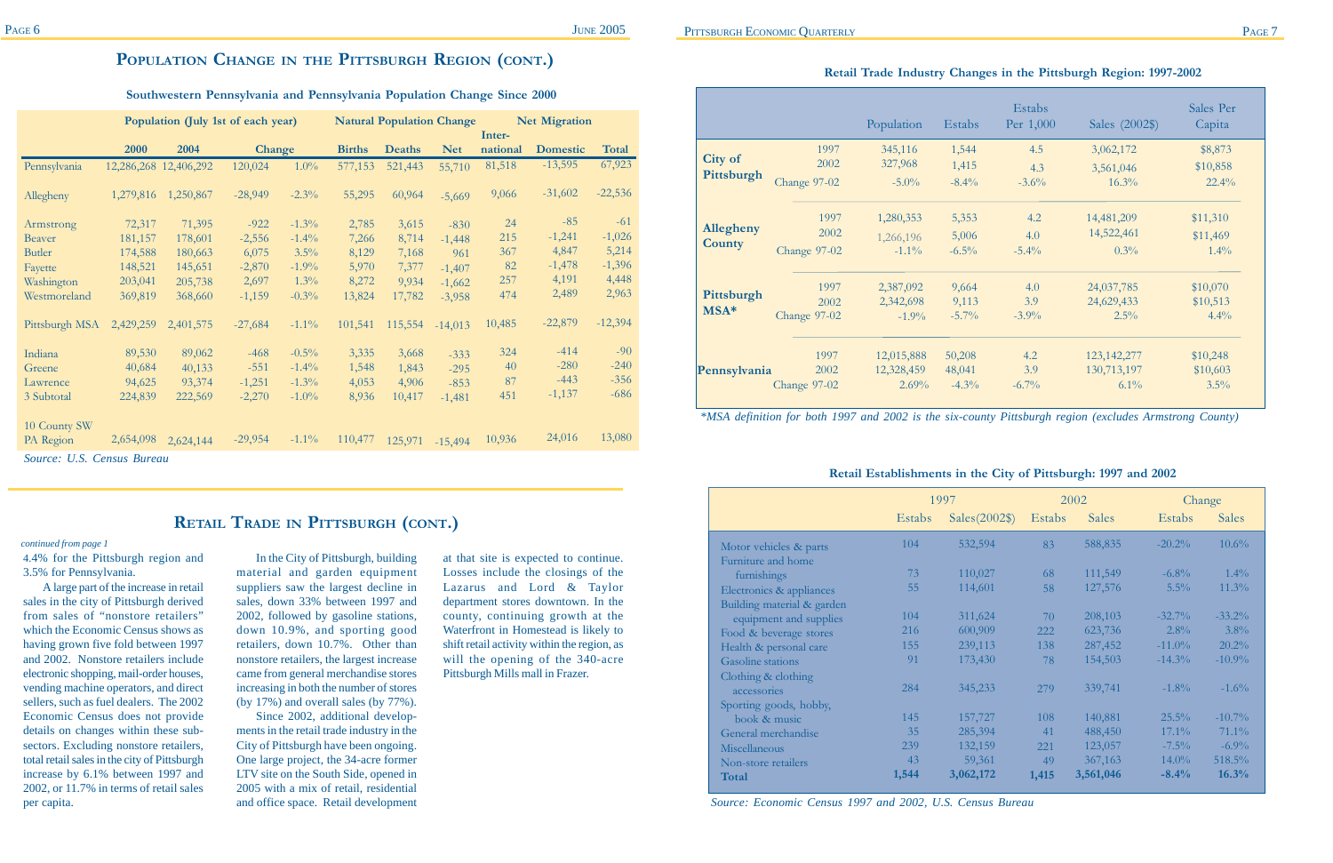## Population Change in the Pittsburgh Region (cont.)

**Southwestern Pennsylvania and Pennsylvania Population Change Since 2000**

| | Population (July 1st of each year) | | | | Natural Population Change | | | Net Migration | | |
|---|---|---|---|---|---|---|---|---|---|---|
| | 2000 | 2004 | Change | | Births | Deaths | Net | Inter-national | Domestic | Total |
| Pennsylvania | 12,286,268 | 12,406,292 | 120,024 | 1.0% | 577,153 | 521,443 | 55,710 | 81,518 | -13,595 | 67,923 |
| Allegheny | 1,279,816 | 1,250,867 | -28,949 | -2.3% | 55,295 | 60,964 | -5,669 | 9,066 | -31,602 | -22,536 |
| Armstrong | 72,317 | 71,395 | -922 | -1.3% | 2,785 | 3,615 | -830 | 24 | -85 | -61 |
| Beaver | 181,157 | 178,601 | -2,556 | -1.4% | 7,266 | 8,714 | -1,448 | 215 | -1,241 | -1,026 |
| Butler | 174,588 | 180,663 | 6,075 | 3.5% | 8,129 | 7,168 | 961 | 367 | 4,847 | 5,214 |
| Fayette | 148,521 | 145,651 | -2,870 | -1.9% | 5,970 | 7,377 | -1,407 | 82 | -1,478 | -1,396 |
| Washington | 203,041 | 205,738 | 2,697 | 1.3% | 8,272 | 9,934 | -1,662 | 257 | 4,191 | 4,448 |
| Westmoreland | 369,819 | 368,660 | -1,159 | -0.3% | 13,824 | 17,782 | -3,958 | 474 | 2,489 | 2,963 |
| Pittsburgh MSA | 2,429,259 | 2,401,575 | -27,684 | -1.1% | 101,541 | 115,554 | -14,013 | 10,485 | -22,879 | -12,394 |
| Indiana | 89,530 | 89,062 | -468 | -0.5% | 3,335 | 3,668 | -333 | 324 | -414 | -90 |
| Greene | 40,684 | 40,133 | -551 | -1.4% | 1,548 | 1,843 | -295 | 40 | -280 | -240 |
| Lawrence | 94,625 | 93,374 | -1,251 | -1.3% | 4,053 | 4,906 | -853 | 87 | -443 | -356 |
| 3 Subtotal | 224,839 | 222,569 | -2,270 | -1.0% | 8,936 | 10,417 | -1,481 | 451 | -1,137 | -686 |
| 10 County SW PA Region | 2,654,098 | 2,624,144 | -29,954 | -1.1% | 110,477 | 125,971 | -15,494 | 10,936 | 24,016 | 13,080 |

*Source: U.S. Census Bureau*

## Retail Trade in Pittsburgh (cont.)

*continued from page 1*

4.4% for the Pittsburgh region and 3.5% for Pennsylvania.

A large part of the increase in retail sales in the city of Pittsburgh derived from sales of "nonstore retailers" which the Economic Census shows as having grown five fold between 1997 and 2002. Nonstore retailers include electronic shopping, mail-order houses, vending machine operators, and direct sellers, such as fuel dealers. The 2002 Economic Census does not provide details on changes within these subsectors. Excluding nonstore retailers, total retail sales in the city of Pittsburgh increase by 6.1% between 1997 and 2002, or 11.7% in terms of retail sales per capita.

In the City of Pittsburgh, building material and garden equipment suppliers saw the largest decline in sales, down 33% between 1997 and 2002, followed by gasoline stations, down 10.9%, and sporting good retailers, down 10.7%. Other than nonstore retailers, the largest increase came from general merchandise stores increasing in both the number of stores (by 17%) and overall sales (by 77%).

Since 2002, additional developments in the retail trade industry in the City of Pittsburgh have been ongoing. One large project, the 34-acre former LTV site on the South Side, opened in 2005 with a mix of retail, residential and office space. Retail development at that site is expected to continue. Losses include the closings of the Lazarus and Lord & Taylor department stores downtown. In the county, continuing growth at the Waterfront in Homestead is likely to shift retail activity within the region, as will the opening of the 340-acre Pittsburgh Mills mall in Frazer.

**Retail Trade Industry Changes in the Pittsburgh Region: 1997-2002**

| | | Population | Estabs | Estabs Per 1,000 | Sales (2002$) | Sales Per Capita |
|---|---|---|---|---|---|---|
| City of Pittsburgh | 1997 | 345,116 | 1,544 | 4.5 | 3,062,172 | $8,873 |
| | 2002 | 327,968 | 1,415 | 4.3 | 3,561,046 | $10,858 |
| | Change 97-02 | -5.0% | -8.4% | -3.6% | 16.3% | 22.4% |
| Allegheny County | 1997 | 1,280,353 | 5,353 | 4.2 | 14,481,209 | $11,310 |
| | 2002 | 1,266,196 | 5,006 | 4.0 | 14,522,461 | $11,469 |
| | Change 97-02 | -1.1% | -6.5% | -5.4% | 0.3% | 1.4% |
| Pittsburgh MSA* | 1997 | 2,387,092 | 9,664 | 4.0 | 24,037,785 | $10,070 |
| | 2002 | 2,342,698 | 9,113 | 3.9 | 24,629,433 | $10,513 |
| | Change 97-02 | -1.9% | -5.7% | -3.9% | 2.5% | 4.4% |
| Pennsylvania | 1997 | 12,015,888 | 50,208 | 4.2 | 123,142,277 | $10,248 |
| | 2002 | 12,328,459 | 48,041 | 3.9 | 130,713,197 | $10,603 |
| | Change 97-02 | 2.69% | -4.3% | -6.7% | 6.1% | 3.5% |

*\*MSA definition for both 1997 and 2002 is the six-county Pittsburgh region (excludes Armstrong County)*

**Retail Establishments in the City of Pittsburgh: 1997 and 2002**

| | 1997 | | 2002 | | Change | |
|---|---|---|---|---|---|---|
| | Estabs | Sales(2002$) | Estabs | Sales | Estabs | Sales |
| Motor vehicles & parts | 104 | 532,594 | 83 | 588,835 | -20.2% | 10.6% |
| Furniture and home furnishings | 73 | 110,027 | 68 | 111,549 | -6.8% | 1.4% |
| Electronics & appliances | 55 | 114,601 | 58 | 127,576 | 5.5% | 11.3% |
| Building material & garden equipment and supplies | 104 | 311,624 | 70 | 208,103 | -32.7% | -33.2% |
| Food & beverage stores | 216 | 600,909 | 222 | 623,736 | 2.8% | 3.8% |
| Health & personal care | 155 | 239,113 | 138 | 287,452 | -11.0% | 20.2% |
| Gasoline stations | 91 | 173,430 | 78 | 154,503 | -14.3% | -10.9% |
| Clothing & clothing accessories | 284 | 345,233 | 279 | 339,741 | -1.8% | -1.6% |
| Sporting goods, hobby, book & music | 145 | 157,727 | 108 | 140,881 | 25.5% | -10.7% |
| General merchandise | 35 | 285,394 | 41 | 488,450 | 17.1% | 71.1% |
| Miscellaneous | 239 | 132,159 | 221 | 123,057 | -7.5% | -6.9% |
| Non-store retailers | 43 | 59,361 | 49 | 367,163 | 14.0% | 518.5% |
| **Total** | **1,544** | **3,062,172** | **1,415** | **3,561,046** | **-8.4%** | **16.3%** |

*Source: Economic Census 1997 and 2002, U.S. Census Bureau*